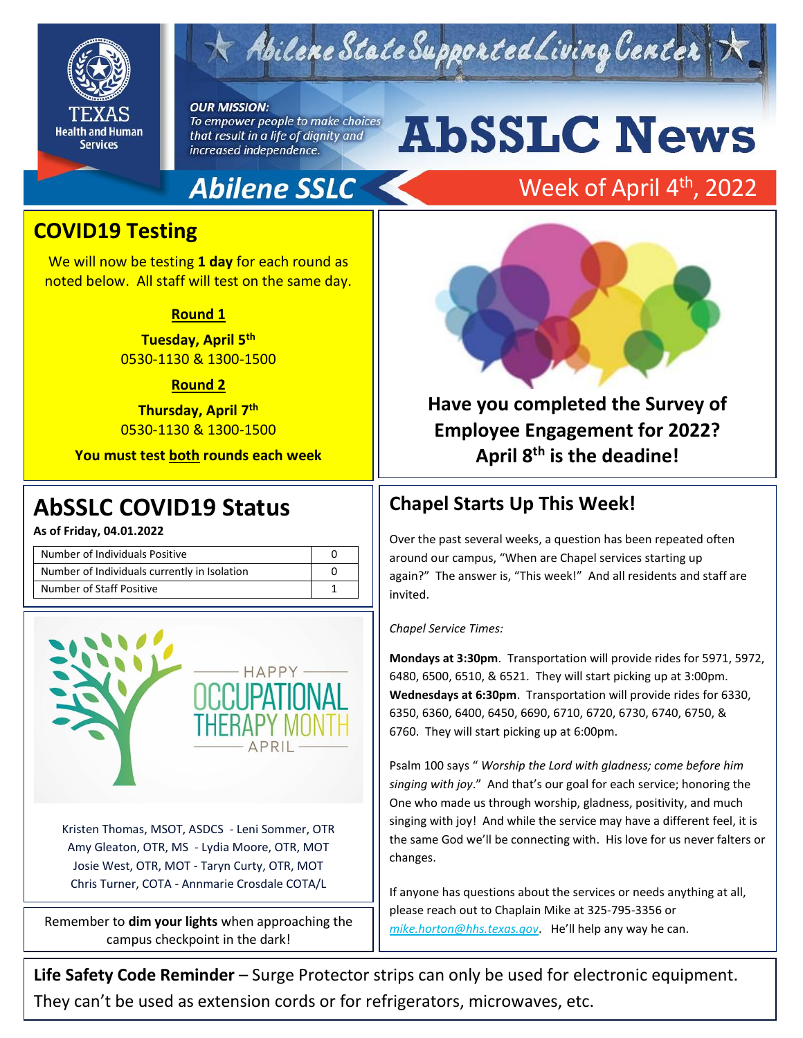# AbSSLC News

Abilene State Supported Living Center

Texas Health and Human Services

***OUR MISSION:***
*To empower people to make choices that result in a life of dignity and increased independence.*

**Abilene SSLC** — Week of April 4th, 2022

## COVID19 Testing

We will now be testing **1 day** for each round as noted below. All staff will test on the same day.

**Round 1**

**Tuesday, April 5th**
0530-1130 & 1300-1500

**Round 2**

**Thursday, April 7th**
0530-1130 & 1300-1500

**You must test both rounds each week**

## AbSSLC COVID19 Status

**As of Friday, 04.01.2022**

| Number of Individuals Positive | 0 |
|---|---|
| Number of Individuals currently in Isolation | 0 |
| Number of Staff Positive | 1 |

HAPPY OCCUPATIONAL THERAPY MONTH — APRIL

Kristen Thomas, MSOT, ASDCS - Leni Sommer, OTR
Amy Gleaton, OTR, MS - Lydia Moore, OTR, MOT
Josie West, OTR, MOT - Taryn Curty, OTR, MOT
Chris Turner, COTA - Annmarie Crosdale COTA/L

Remember to **dim your lights** when approaching the campus checkpoint in the dark!

**Have you completed the Survey of Employee Engagement for 2022? April 8th is the deadine!**

## Chapel Starts Up This Week!

Over the past several weeks, a question has been repeated often around our campus, "When are Chapel services starting up again?" The answer is, "This week!" And all residents and staff are invited.

*Chapel Service Times:*

**Mondays at 3:30pm**. Transportation will provide rides for 5971, 5972, 6480, 6500, 6510, & 6521. They will start picking up at 3:00pm.
**Wednesdays at 6:30pm**. Transportation will provide rides for 6330, 6350, 6360, 6400, 6450, 6690, 6710, 6720, 6730, 6740, 6750, & 6760. They will start picking up at 6:00pm.

Psalm 100 says " *Worship the Lord with gladness; come before him singing with joy*." And that's our goal for each service; honoring the One who made us through worship, gladness, positivity, and much singing with joy! And while the service may have a different feel, it is the same God we'll be connecting with. His love for us never falters or changes.

If anyone has questions about the services or needs anything at all, please reach out to Chaplain Mike at 325-795-3356 or *mike.horton@hhs.texas.gov*. He'll help any way he can.

**Life Safety Code Reminder** – Surge Protector strips can only be used for electronic equipment. They can't be used as extension cords or for refrigerators, microwaves, etc.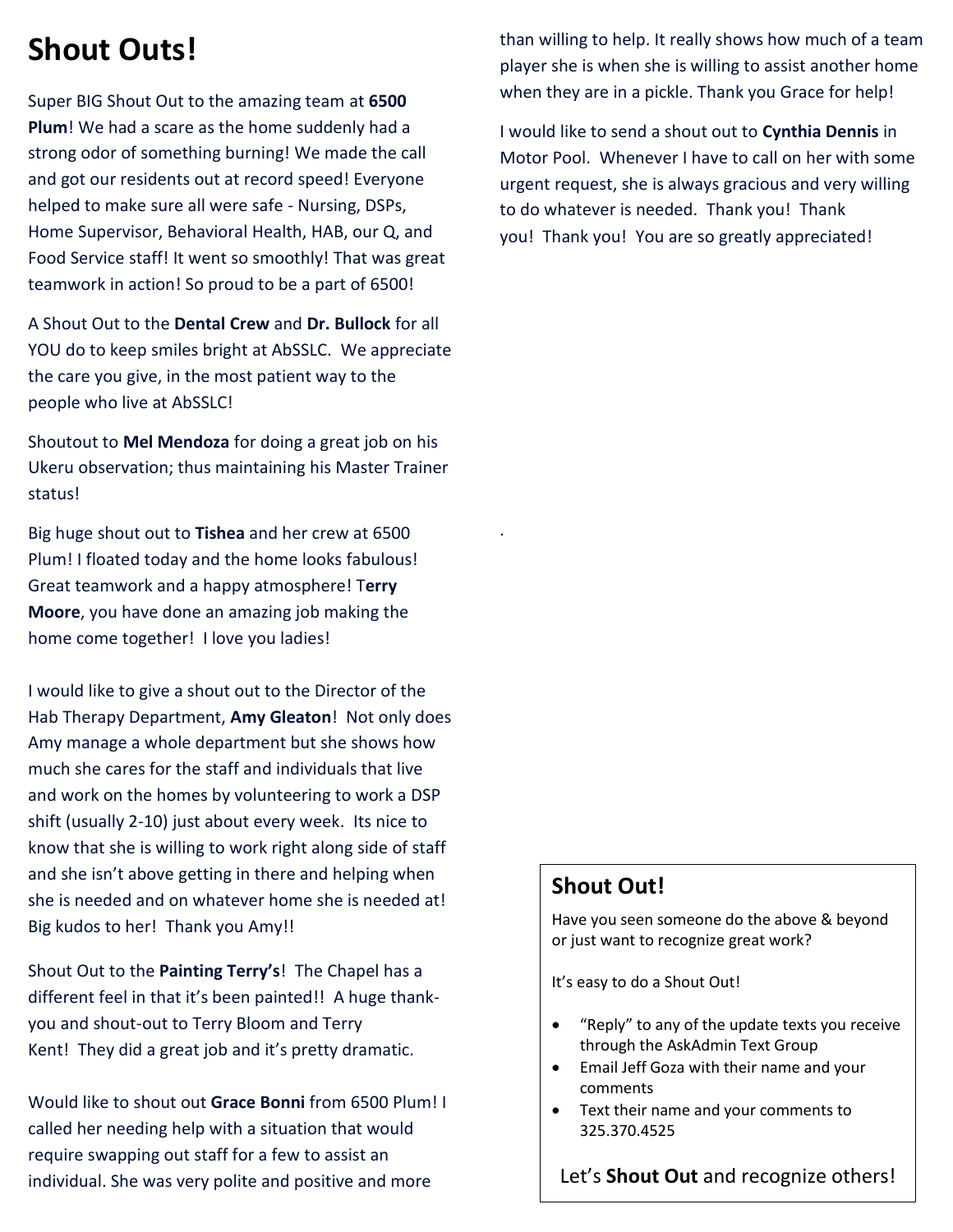# Shout Outs!

Super BIG Shout Out to the amazing team at **6500 Plum**! We had a scare as the home suddenly had a strong odor of something burning! We made the call and got our residents out at record speed! Everyone helped to make sure all were safe - Nursing, DSPs, Home Supervisor, Behavioral Health, HAB, our Q, and Food Service staff! It went so smoothly! That was great teamwork in action! So proud to be a part of 6500!

A Shout Out to the **Dental Crew** and **Dr. Bullock** for all YOU do to keep smiles bright at AbSSLC. We appreciate the care you give, in the most patient way to the people who live at AbSSLC!

Shoutout to **Mel Mendoza** for doing a great job on his Ukeru observation; thus maintaining his Master Trainer status!

Big huge shout out to **Tishea** and her crew at 6500 Plum! I floated today and the home looks fabulous! Great teamwork and a happy atmosphere! T**erry Moore**, you have done an amazing job making the home come together! I love you ladies!

I would like to give a shout out to the Director of the Hab Therapy Department, **Amy Gleaton**! Not only does Amy manage a whole department but she shows how much she cares for the staff and individuals that live and work on the homes by volunteering to work a DSP shift (usually 2-10) just about every week. Its nice to know that she is willing to work right along side of staff and she isn't above getting in there and helping when she is needed and on whatever home she is needed at! Big kudos to her! Thank you Amy!!

Shout Out to the **Painting Terry's**! The Chapel has a different feel in that it's been painted!! A huge thank-you and shout-out to Terry Bloom and Terry Kent! They did a great job and it's pretty dramatic.

Would like to shout out **Grace Bonni** from 6500 Plum! I called her needing help with a situation that would require swapping out staff for a few to assist an individual. She was very polite and positive and more than willing to help. It really shows how much of a team player she is when she is willing to assist another home when they are in a pickle. Thank you Grace for help!

I would like to send a shout out to **Cynthia Dennis** in Motor Pool. Whenever I have to call on her with some urgent request, she is always gracious and very willing to do whatever is needed. Thank you! Thank you! Thank you! You are so greatly appreciated!

## Shout Out!

Have you seen someone do the above & beyond or just want to recognize great work?

It's easy to do a Shout Out!

- "Reply" to any of the update texts you receive through the AskAdmin Text Group
- Email Jeff Goza with their name and your comments
- Text their name and your comments to 325.370.4525

Let's **Shout Out** and recognize others!